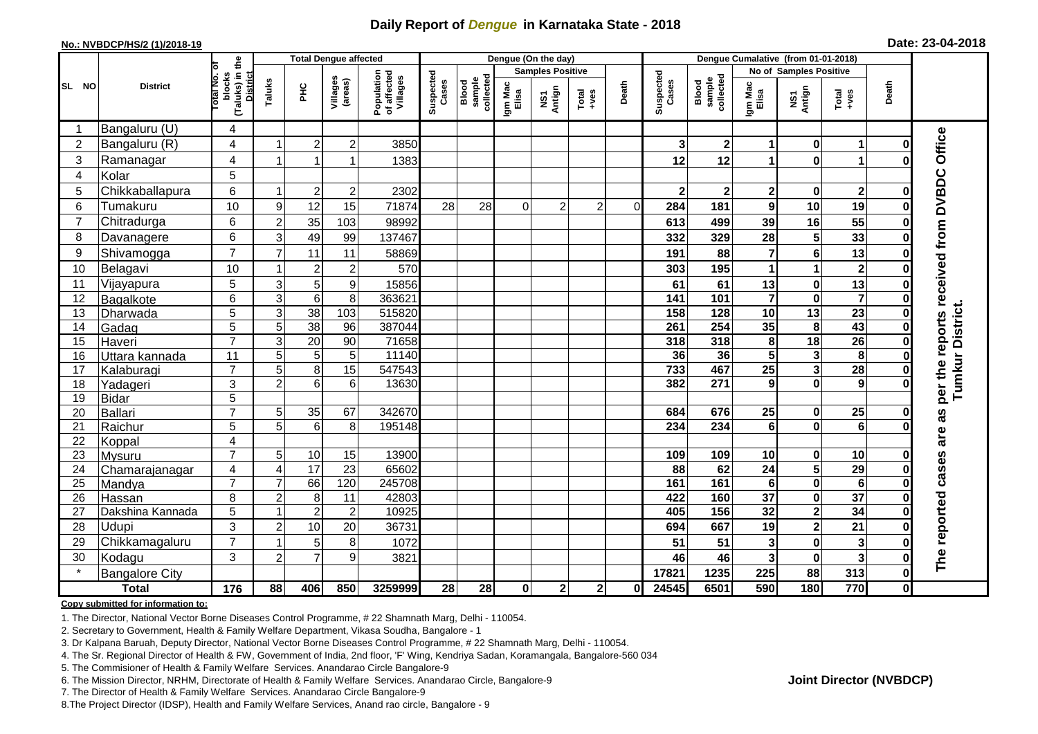# Daily Report of *Dengue* in Karnataka State - 2018

**No.: NVBDCP/HS/2 (1)/2018-19**

**Date: 23-04-2018**

| SL NO | District | Total No. of blocks (Taluks) in the District | Total Dengue affected | | | | Dengue (On the day) | | | | | | | Dengue Cumalative (from 01-01-2018) | | | | | | | |
|---|---|---|---|---|---|---|---|---|---|---|---|---|---|---|---|---|---|---|---|---|
| | | | Taluks | PHC | Villages (areas) | Population of affected Villages | Suspected Cases | Blood sample collected | Samples Positive | | | Death | Suspected Cases | Blood sample collected | No of Samples Positive | | | Death | |
| | | | | | | | | | Igm Mac Elisa | NS1 Antign | Total +ves | | | | Igm Mac Elisa | NS1 Antign | Total +ves | | |
| 1 | Bangaluru (U) | 4 | | | | | | | | | | | | | | | | | The reported cases are as per the reports received from DVBDC Office Tumkur District. |
| 2 | Bangaluru (R) | 4 | 1 | 2 | 2 | 3850 | | | | | | | 3 | 2 | 1 | 0 | 1 | 0 | |
| 3 | Ramanagar | 4 | 1 | 1 | 1 | 1383 | | | | | | | 12 | 12 | 1 | 0 | 1 | 0 | |
| 4 | Kolar | 5 | | | | | | | | | | | | | | | | | |
| 5 | Chikkaballapura | 6 | 1 | 2 | 2 | 2302 | | | | | | | 2 | 2 | 2 | 0 | 2 | 0 | |
| 6 | Tumakuru | 10 | 9 | 12 | 15 | 71874 | 28 | 28 | 0 | 2 | 2 | 0 | 284 | 181 | 9 | 10 | 19 | 0 | |
| 7 | Chitradurga | 6 | 2 | 35 | 103 | 98992 | | | | | | | 613 | 499 | 39 | 16 | 55 | 0 | |
| 8 | Davanagere | 6 | 3 | 49 | 99 | 137467 | | | | | | | 332 | 329 | 28 | 5 | 33 | 0 | |
| 9 | Shivamogga | 7 | 7 | 11 | 11 | 58869 | | | | | | | 191 | 88 | 7 | 6 | 13 | 0 | |
| 10 | Belagavi | 10 | 1 | 2 | 2 | 570 | | | | | | | 303 | 195 | 1 | 1 | 2 | 0 | |
| 11 | Vijayapura | 5 | 3 | 5 | 9 | 15856 | | | | | | | 61 | 61 | 13 | 0 | 13 | 0 | |
| 12 | Bagalkote | 6 | 3 | 6 | 8 | 363621 | | | | | | | 141 | 101 | 7 | 0 | 7 | 0 | |
| 13 | Dharwada | 5 | 3 | 38 | 103 | 515820 | | | | | | | 158 | 128 | 10 | 13 | 23 | 0 | |
| 14 | Gadag | 5 | 5 | 38 | 96 | 387044 | | | | | | | 261 | 254 | 35 | 8 | 43 | 0 | |
| 15 | Haveri | 7 | 3 | 20 | 90 | 71658 | | | | | | | 318 | 318 | 8 | 18 | 26 | 0 | |
| 16 | Uttara kannada | 11 | 5 | 5 | 5 | 11140 | | | | | | | 36 | 36 | 5 | 3 | 8 | 0 | |
| 17 | Kalaburagi | 7 | 5 | 8 | 15 | 547543 | | | | | | | 733 | 467 | 25 | 3 | 28 | 0 | |
| 18 | Yadageri | 3 | 2 | 6 | 6 | 13630 | | | | | | | 382 | 271 | 9 | 0 | 9 | 0 | |
| 19 | Bidar | 5 | | | | | | | | | | | | | | | | | |
| 20 | Ballari | 7 | 5 | 35 | 67 | 342670 | | | | | | | 684 | 676 | 25 | 0 | 25 | 0 | |
| 21 | Raichur | 5 | 5 | 6 | 8 | 195148 | | | | | | | 234 | 234 | 6 | 0 | 6 | 0 | |
| 22 | Koppal | 4 | | | | | | | | | | | | | | | | | |
| 23 | Mysuru | 7 | 5 | 10 | 15 | 13900 | | | | | | | 109 | 109 | 10 | 0 | 10 | 0 | |
| 24 | Chamarajanagar | 4 | 4 | 17 | 23 | 65602 | | | | | | | 88 | 62 | 24 | 5 | 29 | 0 | |
| 25 | Mandya | 7 | 7 | 66 | 120 | 245708 | | | | | | | 161 | 161 | 6 | 0 | 6 | 0 | |
| 26 | Hassan | 8 | 2 | 8 | 11 | 42803 | | | | | | | 422 | 160 | 37 | 0 | 37 | 0 | |
| 27 | Dakshina Kannada | 5 | 1 | 2 | 2 | 10925 | | | | | | | 405 | 156 | 32 | 2 | 34 | 0 | |
| 28 | Udupi | 3 | 2 | 10 | 20 | 36731 | | | | | | | 694 | 667 | 19 | 2 | 21 | 0 | |
| 29 | Chikkamagaluru | 7 | 1 | 5 | 8 | 1072 | | | | | | | 51 | 51 | 3 | 0 | 3 | 0 | |
| 30 | Kodagu | 3 | 2 | 7 | 9 | 3821 | | | | | | | 46 | 46 | 3 | 0 | 3 | 0 | |
| * | Bangalore City | | | | | | | | | | | | 17821 | 1235 | 225 | 88 | 313 | 0 | |
| **Total** | | **176** | **88** | **406** | **850** | **3259999** | **28** | **28** | **0** | **2** | **2** | **0** | **24545** | **6501** | **590** | **180** | **770** | **0** | |

**Copy submitted for information to:**

1. The Director, National Vector Borne Diseases Control Programme, # 22 Shamnath Marg, Delhi - 110054.
2. Secretary to Government, Health & Family Welfare Department, Vikasa Soudha, Bangalore - 1
3. Dr Kalpana Baruah, Deputy Director, National Vector Borne Diseases Control Programme, # 22 Shamnath Marg, Delhi - 110054.
4. The Sr. Regional Director of Health & FW, Government of India, 2nd floor, 'F' Wing, Kendriya Sadan, Koramangala, Bangalore-560 034
5. The Commisioner of Health & Family Welfare Services. Anandarao Circle Bangalore-9
6. The Mission Director, NRHM, Directorate of Health & Family Welfare Services. Anandarao Circle, Bangalore-9
7. The Director of Health & Family Welfare Services. Anandarao Circle Bangalore-9
8. The Project Director (IDSP), Health and Family Welfare Services, Anand rao circle, Bangalore - 9

**Joint Director (NVBDCP)**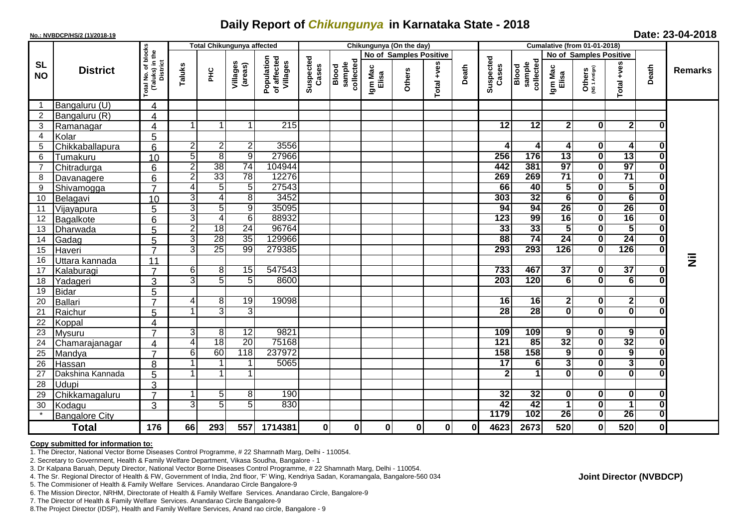# Daily Report of *Chikungunya* in Karnataka State - 2018

**No.: NVBDCP/HS/2 (1)/2018-19**

**Date: 23-04-2018**

| SL NO | District | Total No. of blocks (Taluks) in the District | Total Chikungunya affected | | | | Chikungunya (On the day) | | | | | | | Cumalative (from 01-01-2018) | | | | | | | Remarks |
|---|---|---|---|---|---|---|---|---|---|---|---|---|---|---|---|---|---|---|---|---|---|
| | | | | | | | | | No of Samples Positive | | | | | | | No of Samples Positive | | | | | |
| | | | Taluks | PHC | Villages (areas) | Population of affected Villages | Suspected Cases | Blood sample collected | Igm Mac Elisa | Others | Total +ves | Death | Suspected Cases | Blood sample collected | Igm Mac Elisa | Others (NS 1 Antign) | Total +ves | Death | |
| 1 | Bangaluru (U) | 4 | | | | | | | | | | | | | | | | | Nil |
| 2 | Bangaluru (R) | 4 | | | | | | | | | | | | | | | | | |
| 3 | Ramanagar | 4 | 1 | 1 | 1 | 215 | | | | | | | 12 | 12 | 2 | 0 | 2 | 0 | |
| 4 | Kolar | 5 | | | | | | | | | | | | | | | | | |
| 5 | Chikkaballapura | 6 | 2 | 2 | 2 | 3556 | | | | | | | 4 | 4 | 4 | 0 | 4 | 0 | |
| 6 | Tumakuru | 10 | 5 | 8 | 9 | 27966 | | | | | | | 256 | 176 | 13 | 0 | 13 | 0 | |
| 7 | Chitradurga | 6 | 2 | 38 | 74 | 104944 | | | | | | | 442 | 381 | 97 | 0 | 97 | 0 | |
| 8 | Davanagere | 6 | 2 | 33 | 78 | 12276 | | | | | | | 269 | 269 | 71 | 0 | 71 | 0 | |
| 9 | Shivamogga | 7 | 4 | 5 | 5 | 27543 | | | | | | | 66 | 40 | 5 | 0 | 5 | 0 | |
| 10 | Belagavi | 10 | 3 | 4 | 8 | 3452 | | | | | | | 303 | 32 | 6 | 0 | 6 | 0 | |
| 11 | Vijayapura | 5 | 3 | 5 | 9 | 35095 | | | | | | | 94 | 94 | 26 | 0 | 26 | 0 | |
| 12 | Bagalkote | 6 | 3 | 4 | 6 | 88932 | | | | | | | 123 | 99 | 16 | 0 | 16 | 0 | |
| 13 | Dharwada | 5 | 2 | 18 | 24 | 96764 | | | | | | | 33 | 33 | 5 | 0 | 5 | 0 | |
| 14 | Gadag | 5 | 3 | 28 | 35 | 129966 | | | | | | | 88 | 74 | 24 | 0 | 24 | 0 | |
| 15 | Haveri | 7 | 3 | 25 | 99 | 279385 | | | | | | | 293 | 293 | 126 | 0 | 126 | 0 | |
| 16 | Uttara kannada | 11 | | | | | | | | | | | | | | | | | |
| 17 | Kalaburagi | 7 | 6 | 8 | 15 | 547543 | | | | | | | 733 | 467 | 37 | 0 | 37 | 0 | |
| 18 | Yadageri | 3 | 3 | 5 | 5 | 8600 | | | | | | | 203 | 120 | 6 | 0 | 6 | 0 | |
| 19 | Bidar | 5 | | | | | | | | | | | | | | | | | |
| 20 | Ballari | 7 | 4 | 8 | 19 | 19098 | | | | | | | 16 | 16 | 2 | 0 | 2 | 0 | |
| 21 | Raichur | 5 | 1 | 3 | 3 | | | | | | | | 28 | 28 | 0 | 0 | 0 | 0 | |
| 22 | Koppal | 4 | | | | | | | | | | | | | | | | | |
| 23 | Mysuru | 7 | 3 | 8 | 12 | 9821 | | | | | | | 109 | 109 | 9 | 0 | 9 | 0 | |
| 24 | Chamarajanagar | 4 | 4 | 18 | 20 | 75168 | | | | | | | 121 | 85 | 32 | 0 | 32 | 0 | |
| 25 | Mandya | 7 | 6 | 60 | 118 | 237972 | | | | | | | 158 | 158 | 9 | 0 | 9 | 0 | |
| 26 | Hassan | 8 | 1 | 1 | 1 | 5065 | | | | | | | 17 | 6 | 3 | 0 | 3 | 0 | |
| 27 | Dakshina Kannada | 5 | 1 | 1 | 1 | | | | | | | | 2 | 1 | 0 | 0 | 0 | 0 | |
| 28 | Udupi | 3 | | | | | | | | | | | | | | | | | |
| 29 | Chikkamagaluru | 7 | 1 | 5 | 8 | 190 | | | | | | | 32 | 32 | 0 | 0 | 0 | 0 | |
| 30 | Kodagu | 3 | 3 | 5 | 5 | 830 | | | | | | | 42 | 42 | 1 | 0 | 1 | 0 | |
| * | Bangalore City | | | | | | | | | | | | 1179 | 102 | 26 | 0 | 26 | 0 | |
| **Total** | | **176** | **66** | **293** | **557** | **1714381** | **0** | **0** | **0** | **0** | **0** | **0** | **4623** | **2673** | **520** | **0** | **520** | **0** | |

**Copy submitted for information to:**

1. The Director, National Vector Borne Diseases Control Programme, # 22 Shamnath Marg, Delhi - 110054.
2. Secretary to Government, Health & Family Welfare Department, Vikasa Soudha, Bangalore - 1
3. Dr Kalpana Baruah, Deputy Director, National Vector Borne Diseases Control Programme, # 22 Shamnath Marg, Delhi - 110054.
4. The Sr. Regional Director of Health & FW, Government of India, 2nd floor, 'F' Wing, Kendriya Sadan, Koramangala, Bangalore-560 034
5. The Commisioner of Health & Family Welfare Services. Anandarao Circle Bangalore-9
6. The Mission Director, NRHM, Directorate of Health & Family Welfare Services. Anandarao Circle, Bangalore-9
7. The Director of Health & Family Welfare Services. Anandarao Circle Bangalore-9
8. The Project Director (IDSP), Health and Family Welfare Services, Anand rao circle, Bangalore - 9

**Joint Director (NVBDCP)**